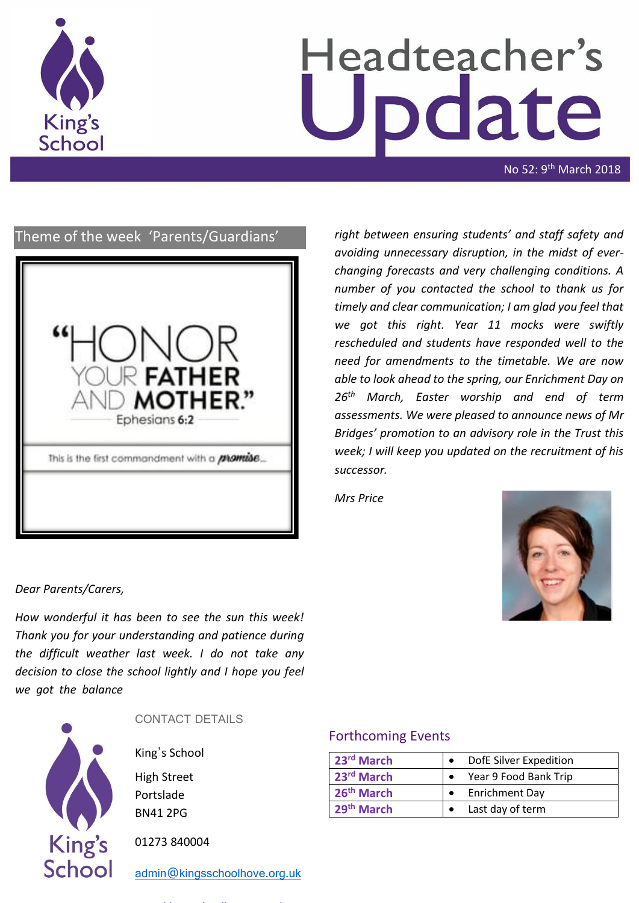# Headteacher's Update

No 52: 9th March 2018

## Theme of the week 'Parents/Guardians'

"HONOR YOUR FATHER AND MOTHER." Ephesians 6:2

This is the first commandment with a promise...

*Dear Parents/Carers,*

*How wonderful it has been to see the sun this week! Thank you for your understanding and patience during the difficult weather last week. I do not take any decision to close the school lightly and I hope you feel we got the balance right between ensuring students' and staff safety and avoiding unnecessary disruption, in the midst of ever-changing forecasts and very challenging conditions. A number of you contacted the school to thank us for timely and clear communication; I am glad you feel that we got this right. Year 11 mocks were swiftly rescheduled and students have responded well to the need for amendments to the timetable. We are now able to look ahead to the spring, our Enrichment Day on 26th March, Easter worship and end of term assessments. We were pleased to announce news of Mr Bridges' promotion to an advisory role in the Trust this week; I will keep you updated on the recruitment of his successor.*

*Mrs Price*

CONTACT DETAILS

King's School

High Street

Portslade

BN41 2PG

01273 840004

admin@kingsschoolhove.org.uk

## Forthcoming Events

| | |
|---|---|
| **23rd March** | • DofE Silver Expedition |
| **23rd March** | • Year 9 Food Bank Trip |
| **26th March** | • Enrichment Day |
| **29th March** | • Last day of term |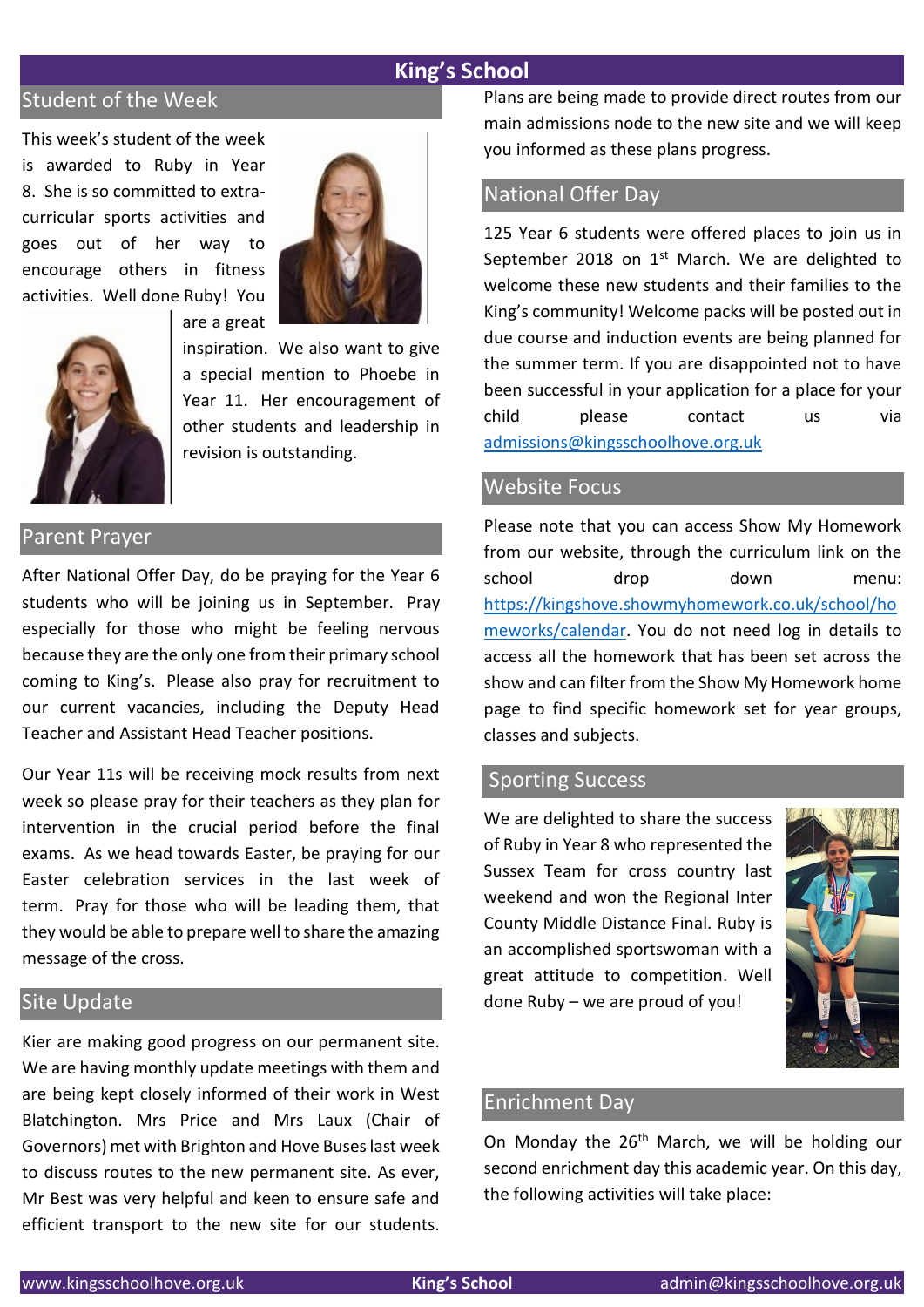# King's School

## Student of the Week

This week's student of the week is awarded to Ruby in Year 8. She is so committed to extra-curricular sports activities and goes out of her way to encourage others in fitness activities. Well done Ruby! You are a great inspiration. We also want to give a special mention to Phoebe in Year 11. Her encouragement of other students and leadership in revision is outstanding.

## Parent Prayer

After National Offer Day, do be praying for the Year 6 students who will be joining us in September. Pray especially for those who might be feeling nervous because they are the only one from their primary school coming to King's. Please also pray for recruitment to our current vacancies, including the Deputy Head Teacher and Assistant Head Teacher positions.

Our Year 11s will be receiving mock results from next week so please pray for their teachers as they plan for intervention in the crucial period before the final exams. As we head towards Easter, be praying for our Easter celebration services in the last week of term. Pray for those who will be leading them, that they would be able to prepare well to share the amazing message of the cross.

## Site Update

Kier are making good progress on our permanent site. We are having monthly update meetings with them and are being kept closely informed of their work in West Blatchington. Mrs Price and Mrs Laux (Chair of Governors) met with Brighton and Hove Buses last week to discuss routes to the new permanent site. As ever, Mr Best was very helpful and keen to ensure safe and efficient transport to the new site for our students. Plans are being made to provide direct routes from our main admissions node to the new site and we will keep you informed as these plans progress.

## National Offer Day

125 Year 6 students were offered places to join us in September 2018 on 1st March. We are delighted to welcome these new students and their families to the King's community! Welcome packs will be posted out in due course and induction events are being planned for the summer term. If you are disappointed not to have been successful in your application for a place for your child please contact us via admissions@kingsschoolhove.org.uk

## Website Focus

Please note that you can access Show My Homework from our website, through the curriculum link on the school drop down menu: https://kingshove.showmyhomework.co.uk/school/homeworks/calendar. You do not need log in details to access all the homework that has been set across the show and can filter from the Show My Homework home page to find specific homework set for year groups, classes and subjects.

## Sporting Success

We are delighted to share the success of Ruby in Year 8 who represented the Sussex Team for cross country last weekend and won the Regional Inter County Middle Distance Final. Ruby is an accomplished sportswoman with a great attitude to competition. Well done Ruby – we are proud of you!

## Enrichment Day

On Monday the 26th March, we will be holding our second enrichment day this academic year. On this day, the following activities will take place: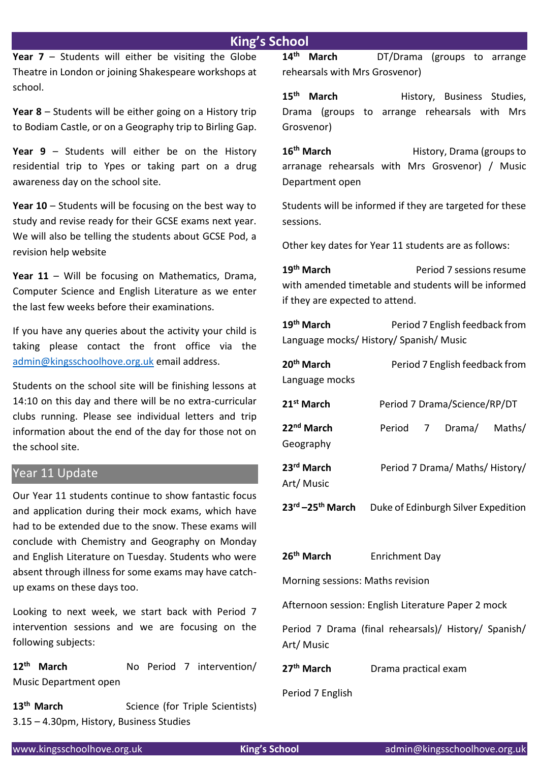# King's School

**Year 7** – Students will either be visiting the Globe Theatre in London or joining Shakespeare workshops at school.

**Year 8** – Students will be either going on a History trip to Bodiam Castle, or on a Geography trip to Birling Gap.

**Year 9** – Students will either be on the History residential trip to Ypes or taking part on a drug awareness day on the school site.

**Year 10** – Students will be focusing on the best way to study and revise ready for their GCSE exams next year. We will also be telling the students about GCSE Pod, a revision help website

**Year 11** – Will be focusing on Mathematics, Drama, Computer Science and English Literature as we enter the last few weeks before their examinations.

If you have any queries about the activity your child is taking please contact the front office via the admin@kingsschoolhove.org.uk email address.

Students on the school site will be finishing lessons at 14:10 on this day and there will be no extra-curricular clubs running. Please see individual letters and trip information about the end of the day for those not on the school site.

## Year 11 Update

Our Year 11 students continue to show fantastic focus and application during their mock exams, which have had to be extended due to the snow. These exams will conclude with Chemistry and Geography on Monday and English Literature on Tuesday. Students who were absent through illness for some exams may have catch-up exams on these days too.

Looking to next week, we start back with Period 7 intervention sessions and we are focusing on the following subjects:

**12th March** No Period 7 intervention/ Music Department open

**13th March** Science (for Triple Scientists) 3.15 – 4.30pm, History, Business Studies

**14th March** DT/Drama (groups to arrange rehearsals with Mrs Grosvenor)

**15th March** History, Business Studies, Drama (groups to arrange rehearsals with Mrs Grosvenor)

**16th March** History, Drama (groups to arranage rehearsals with Mrs Grosvenor) / Music Department open

Students will be informed if they are targeted for these sessions.

Other key dates for Year 11 students are as follows:

**19th March** Period 7 sessions resume with amended timetable and students will be informed if they are expected to attend.

**19th March** Period 7 English feedback from Language mocks/ History/ Spanish/ Music

**20th March** Period 7 English feedback from Language mocks

**21st March** Period 7 Drama/Science/RP/DT

**22nd March** Period 7 Drama/ Maths/ Geography

**23rd March** Period 7 Drama/ Maths/ History/ Art/ Music

**23rd –25th March** Duke of Edinburgh Silver Expedition

**26th March** Enrichment Day

Morning sessions: Maths revision

Afternoon session: English Literature Paper 2 mock

Period 7 Drama (final rehearsals)/ History/ Spanish/ Art/ Music

**27th March** Drama practical exam

Period 7 English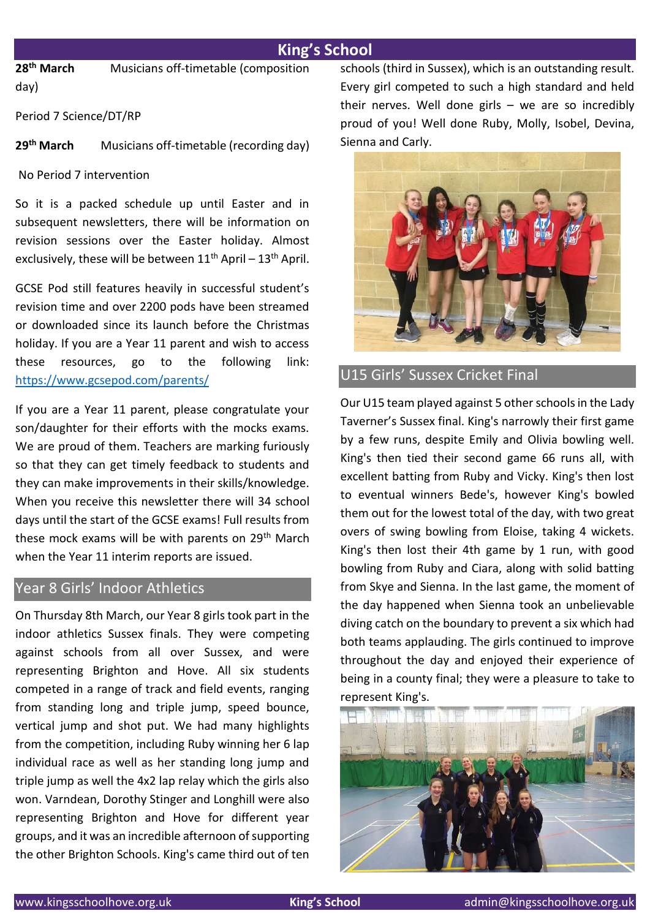**28th March** Musicians off-timetable (composition day)

Period 7 Science/DT/RP

**29th March** Musicians off-timetable (recording day)

No Period 7 intervention

So it is a packed schedule up until Easter and in subsequent newsletters, there will be information on revision sessions over the Easter holiday. Almost exclusively, these will be between 11th April – 13th April.

GCSE Pod still features heavily in successful student's revision time and over 2200 pods have been streamed or downloaded since its launch before the Christmas holiday. If you are a Year 11 parent and wish to access these resources, go to the following link: [https://www.gcsepod.com/parents/](https://www.gcsepod.com/parents/)

If you are a Year 11 parent, please congratulate your son/daughter for their efforts with the mocks exams. We are proud of them. Teachers are marking furiously so that they can get timely feedback to students and they can make improvements in their skills/knowledge. When you receive this newsletter there will 34 school days until the start of the GCSE exams! Full results from these mock exams will be with parents on 29th March when the Year 11 interim reports are issued.

## Year 8 Girls' Indoor Athletics

On Thursday 8th March, our Year 8 girls took part in the indoor athletics Sussex finals. They were competing against schools from all over Sussex, and were representing Brighton and Hove. All six students competed in a range of track and field events, ranging from standing long and triple jump, speed bounce, vertical jump and shot put. We had many highlights from the competition, including Ruby winning her 6 lap individual race as well as her standing long jump and triple jump as well the 4x2 lap relay which the girls also won. Varndean, Dorothy Stinger and Longhill were also representing Brighton and Hove for different year groups, and it was an incredible afternoon of supporting the other Brighton Schools. King's came third out of ten schools (third in Sussex), which is an outstanding result. Every girl competed to such a high standard and held their nerves. Well done girls – we are so incredibly proud of you! Well done Ruby, Molly, Isobel, Devina, Sienna and Carly.

## U15 Girls' Sussex Cricket Final

Our U15 team played against 5 other schools in the Lady Taverner's Sussex final. King's narrowly their first game by a few runs, despite Emily and Olivia bowling well. King's then tied their second game 66 runs all, with excellent batting from Ruby and Vicky. King's then lost to eventual winners Bede's, however King's bowled them out for the lowest total of the day, with two great overs of swing bowling from Eloise, taking 4 wickets. King's then lost their 4th game by 1 run, with good bowling from Ruby and Ciara, along with solid batting from Skye and Sienna. In the last game, the moment of the day happened when Sienna took an unbelievable diving catch on the boundary to prevent a six which had both teams applauding. The girls continued to improve throughout the day and enjoyed their experience of being in a county final; they were a pleasure to take to represent King's.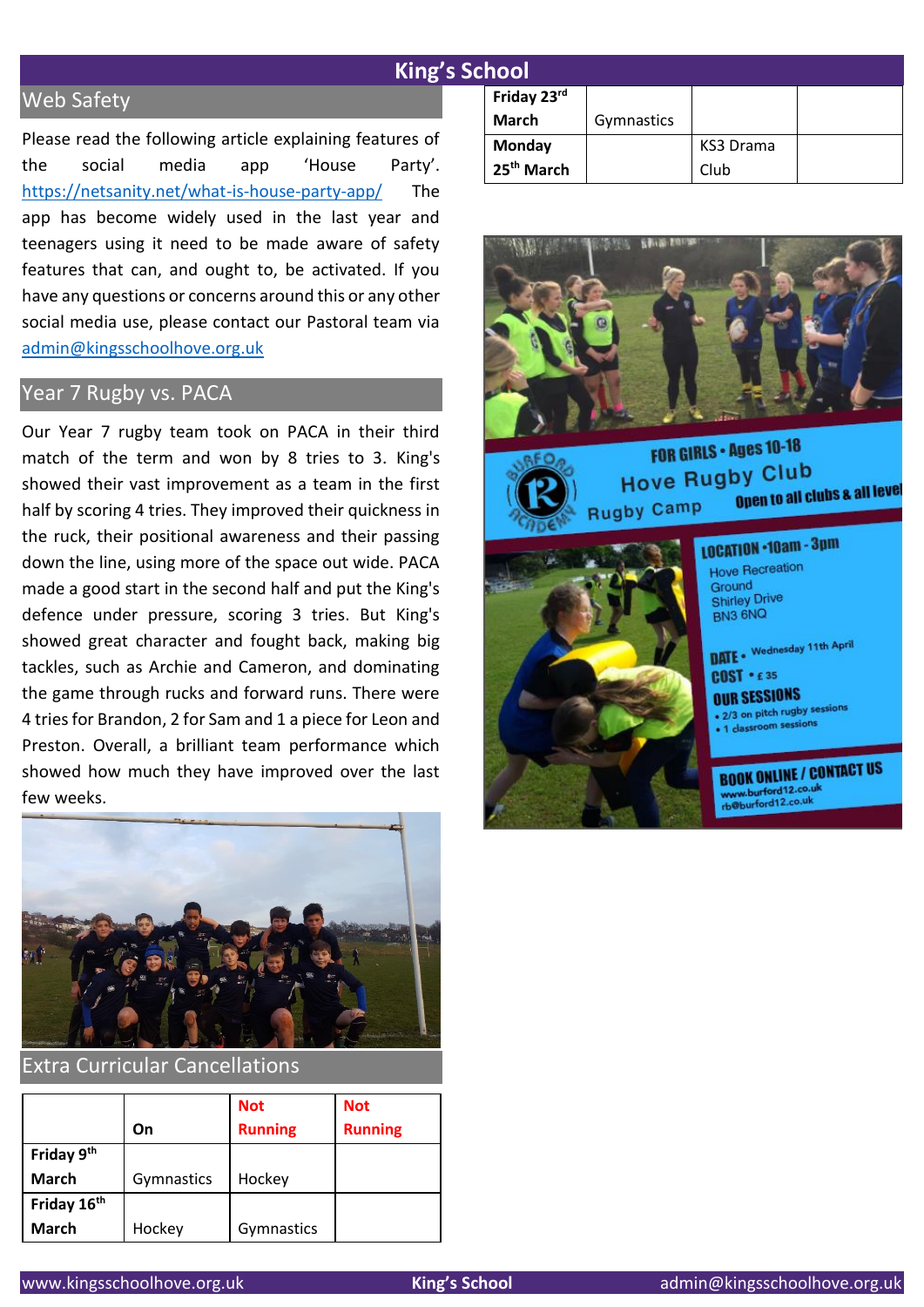## Web Safety

Please read the following article explaining features of the social media app 'House Party'. https://netsanity.net/what-is-house-party-app/ The app has become widely used in the last year and teenagers using it need to be made aware of safety features that can, and ought to, be activated. If you have any questions or concerns around this or any other social media use, please contact our Pastoral team via admin@kingsschoolhove.org.uk

## Year 7 Rugby vs. PACA

Our Year 7 rugby team took on PACA in their third match of the term and won by 8 tries to 3. King's showed their vast improvement as a team in the first half by scoring 4 tries. They improved their quickness in the ruck, their positional awareness and their passing down the line, using more of the space out wide. PACA made a good start in the second half and put the King's defence under pressure, scoring 3 tries. But King's showed great character and fought back, making big tackles, such as Archie and Cameron, and dominating the game through rucks and forward runs. There were 4 tries for Brandon, 2 for Sam and 1 a piece for Leon and Preston. Overall, a brilliant team performance which showed how much they have improved over the last few weeks.

## Extra Curricular Cancellations

| | On | Not Running | Not Running |
|---|---|---|---|
| **Friday 9th March** | Gymnastics | Hockey | |
| **Friday 16th March** | Hockey | Gymnastics | |
| **Friday 23rd March** | Gymnastics | | |
| **Monday 25th March** | | KS3 Drama Club | |

FOR GIRLS • Ages 10-18

Hove Rugby Club

Rugby Camp

Open to all clubs & all level

LOCATION • 10am - 3pm
Hove Recreation Ground
Shirley Drive
BN3 6NQ

DATE • Wednesday 11th April

COST • £35

OUR SESSIONS
• 2/3 on pitch rugby sessions
• 1 classroom sessions

BOOK ONLINE / CONTACT US
www.burford12.co.uk
rb@burford12.co.uk